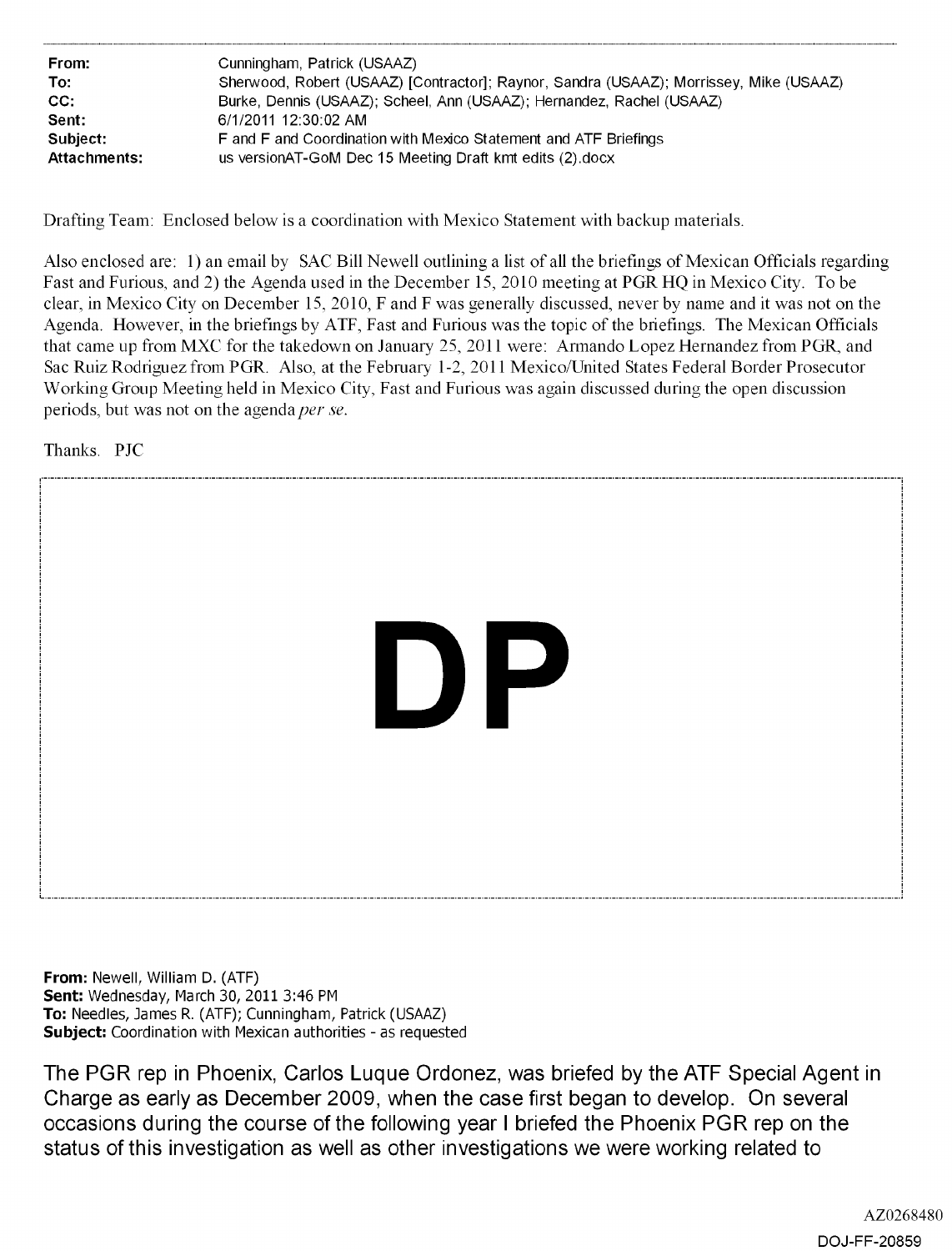**From:** Cunningham, Patrick (USAAZ)
**To:** Sherwood, Robert (USAAZ) [Contractor]; Raynor, Sandra (USAAZ); Morrissey, Mike (USAAZ)
**CC:** Burke, Dennis (USAAZ); Scheel, Ann (USAAZ); Hernandez, Rachel (USAAZ)
**Sent:** 6/1/2011 12:30:02 AM
**Subject:** F and F and Coordination with Mexico Statement and ATF Briefings
**Attachments:** us versionAT-GoM Dec 15 Meeting Draft kmt edits (2).docx

Drafting Team: Enclosed below is a coordination with Mexico Statement with backup materials.

Also enclosed are: 1) an email by SAC Bill Newell outlining a list of all the briefings of Mexican Officials regarding Fast and Furious, and 2) the Agenda used in the December 15, 2010 meeting at PGR HQ in Mexico City. To be clear, in Mexico City on December 15, 2010, F and F was generally discussed, never by name and it was not on the Agenda. However, in the briefings by ATF, Fast and Furious was the topic of the briefings. The Mexican Officials that came up from MXC for the takedown on January 25, 2011 were: Armando Lopez Hernandez from PGR, and Sac Ruiz Rodriguez from PGR. Also, at the February 1-2, 2011 Mexico/United States Federal Border Prosecutor Working Group Meeting held in Mexico City, Fast and Furious was again discussed during the open discussion periods, but was not on the agenda *per se*.

Thanks. PJC

DP

**From:** Newell, William D. (ATF)
**Sent:** Wednesday, March 30, 2011 3:46 PM
**To:** Needles, James R. (ATF); Cunningham, Patrick (USAAZ)
**Subject:** Coordination with Mexican authorities - as requested

The PGR rep in Phoenix, Carlos Luque Ordonez, was briefed by the ATF Special Agent in Charge as early as December 2009, when the case first began to develop. On several occasions during the course of the following year I briefed the Phoenix PGR rep on the status of this investigation as well as other investigations we were working related to

AZ0268480

DOJ-FF-20859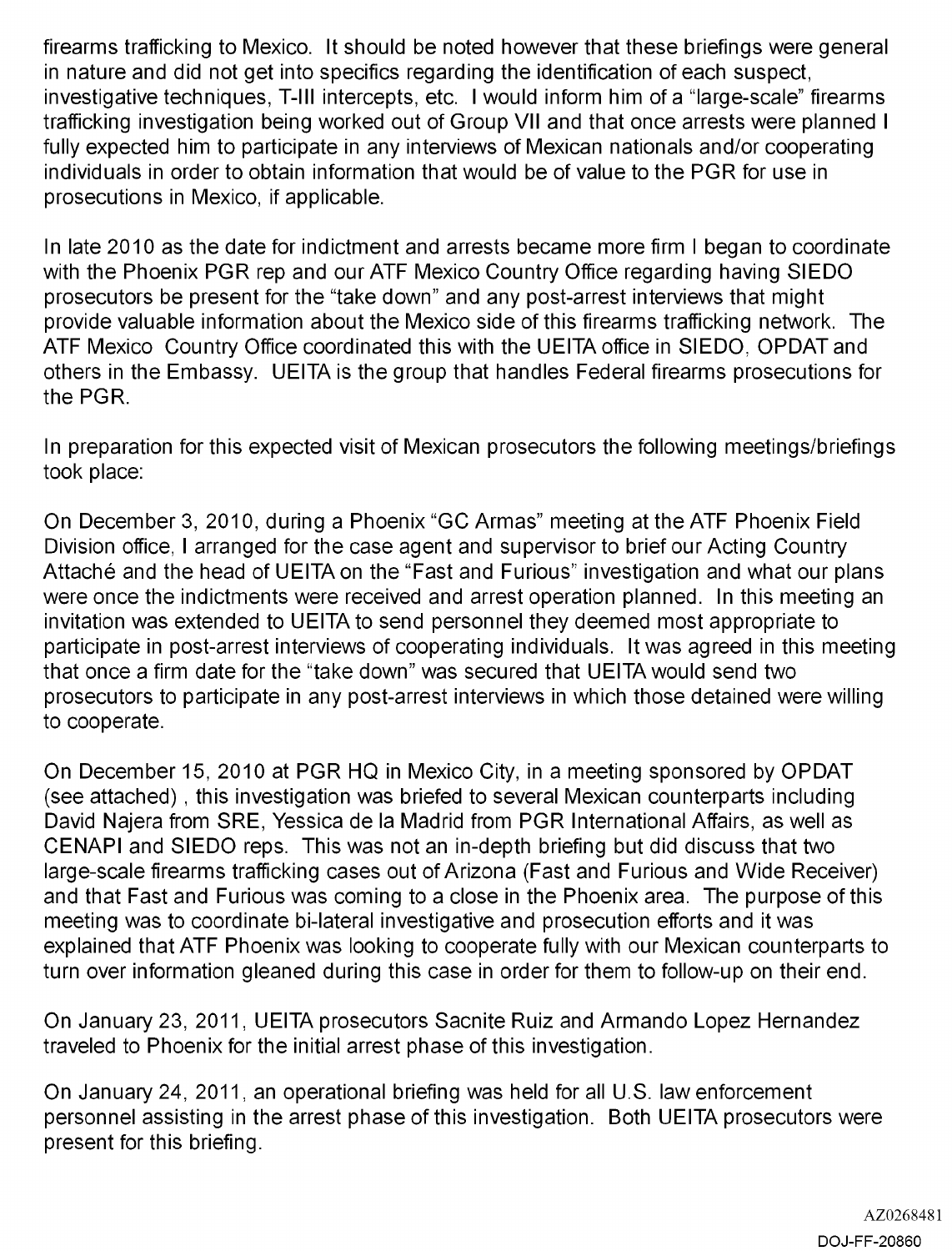firearms trafficking to Mexico. It should be noted however that these briefings were general in nature and did not get into specifics regarding the identification of each suspect, investigative techniques, T-III intercepts, etc. I would inform him of a "large-scale" firearms trafficking investigation being worked out of Group VII and that once arrests were planned I fully expected him to participate in any interviews of Mexican nationals and/or cooperating individuals in order to obtain information that would be of value to the PGR for use in prosecutions in Mexico, if applicable.

In late 2010 as the date for indictment and arrests became more firm I began to coordinate with the Phoenix PGR rep and our ATF Mexico Country Office regarding having SIEDO prosecutors be present for the "take down" and any post-arrest interviews that might provide valuable information about the Mexico side of this firearms trafficking network. The ATF Mexico Country Office coordinated this with the UEITA office in SIEDO, OPDAT and others in the Embassy. UEITA is the group that handles Federal firearms prosecutions for the PGR.

In preparation for this expected visit of Mexican prosecutors the following meetings/briefings took place:

On December 3, 2010, during a Phoenix "GC Armas" meeting at the ATF Phoenix Field Division office, I arranged for the case agent and supervisor to brief our Acting Country Attaché and the head of UEITA on the "Fast and Furious" investigation and what our plans were once the indictments were received and arrest operation planned. In this meeting an invitation was extended to UEITA to send personnel they deemed most appropriate to participate in post-arrest interviews of cooperating individuals. It was agreed in this meeting that once a firm date for the "take down" was secured that UEITA would send two prosecutors to participate in any post-arrest interviews in which those detained were willing to cooperate.

On December 15, 2010 at PGR HQ in Mexico City, in a meeting sponsored by OPDAT (see attached) , this investigation was briefed to several Mexican counterparts including David Najera from SRE, Yessica de la Madrid from PGR International Affairs, as well as CENAPI and SIEDO reps. This was not an in-depth briefing but did discuss that two large-scale firearms trafficking cases out of Arizona (Fast and Furious and Wide Receiver) and that Fast and Furious was coming to a close in the Phoenix area. The purpose of this meeting was to coordinate bi-lateral investigative and prosecution efforts and it was explained that ATF Phoenix was looking to cooperate fully with our Mexican counterparts to turn over information gleaned during this case in order for them to follow-up on their end.

On January 23, 2011, UEITA prosecutors Sacnite Ruiz and Armando Lopez Hernandez traveled to Phoenix for the initial arrest phase of this investigation.

On January 24, 2011, an operational briefing was held for all U.S. law enforcement personnel assisting in the arrest phase of this investigation. Both UEITA prosecutors were present for this briefing.

AZ0268481

DOJ-FF-20860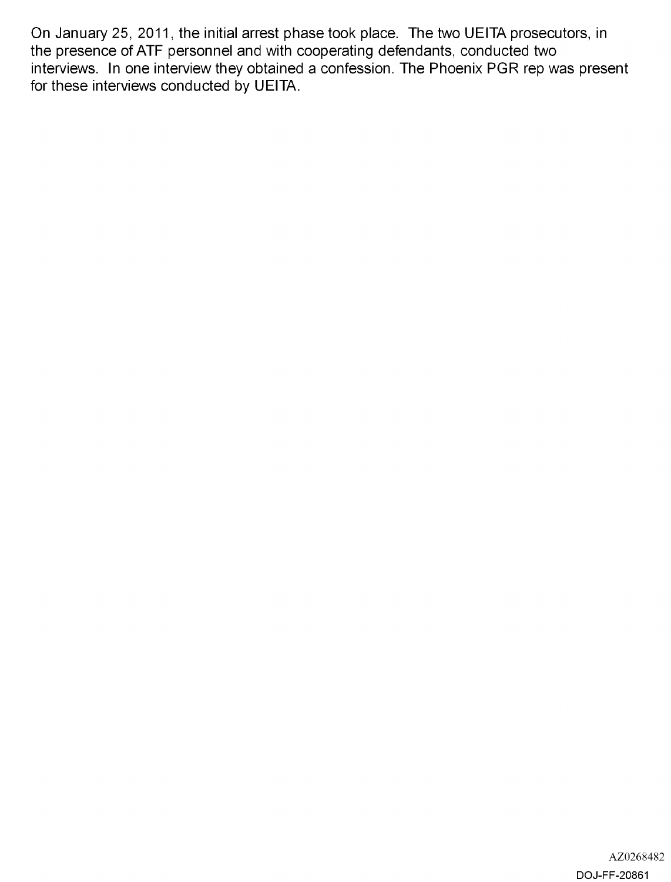On January 25, 2011, the initial arrest phase took place. The two UEITA prosecutors, in the presence of ATF personnel and with cooperating defendants, conducted two interviews. In one interview they obtained a confession. The Phoenix PGR rep was present for these interviews conducted by UEITA.

AZ0268482

DOJ-FF-20861